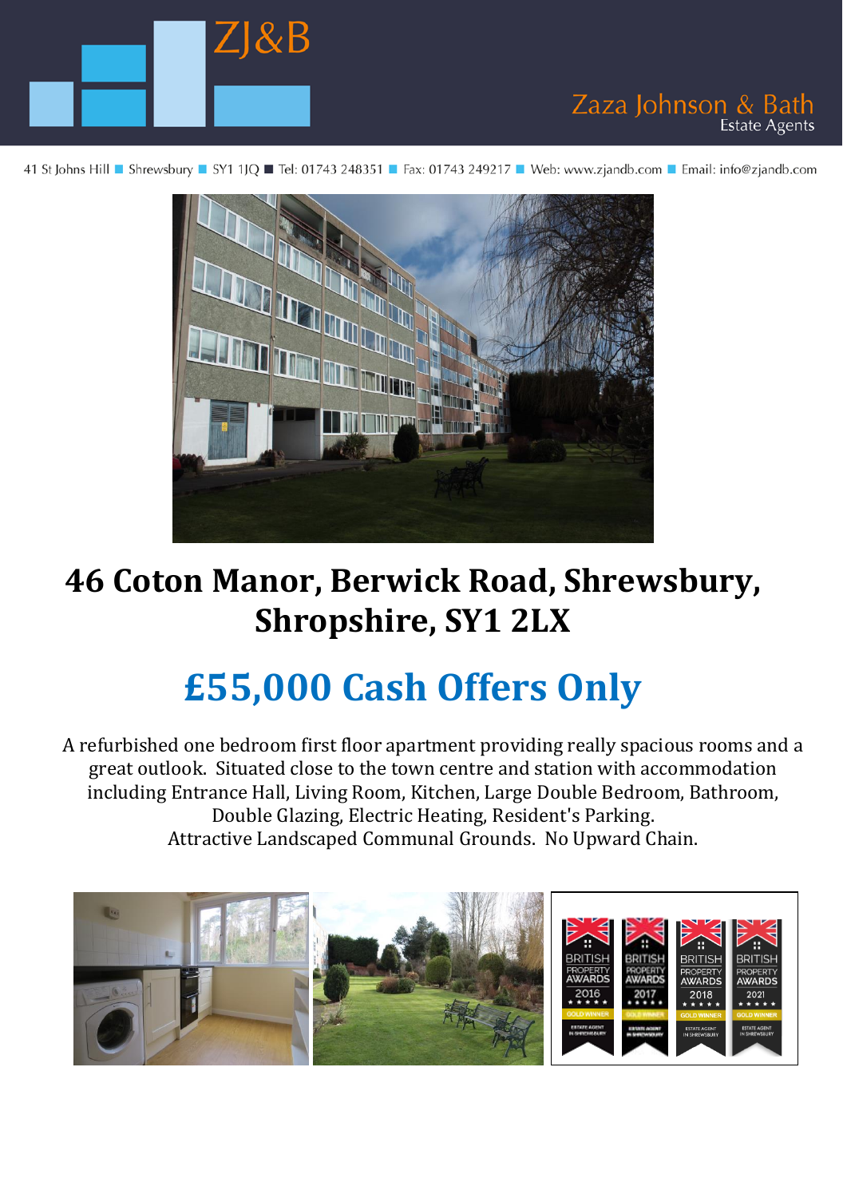ZJ&B

Zaza Johnson & Bath
Estate Agents

41 St Johns Hill ■ Shrewsbury ■ SY1 1JQ ■ Tel: 01743 248351 ■ Fax: 01743 249217 ■ Web: www.zjandb.com ■ Email: info@zjandb.com

# 46 Coton Manor, Berwick Road, Shrewsbury, Shropshire, SY1 2LX

## £55,000 Cash Offers Only

A refurbished one bedroom first floor apartment providing really spacious rooms and a great outlook. Situated close to the town centre and station with accommodation including Entrance Hall, Living Room, Kitchen, Large Double Bedroom, Bathroom, Double Glazing, Electric Heating, Resident's Parking. Attractive Landscaped Communal Grounds. No Upward Chain.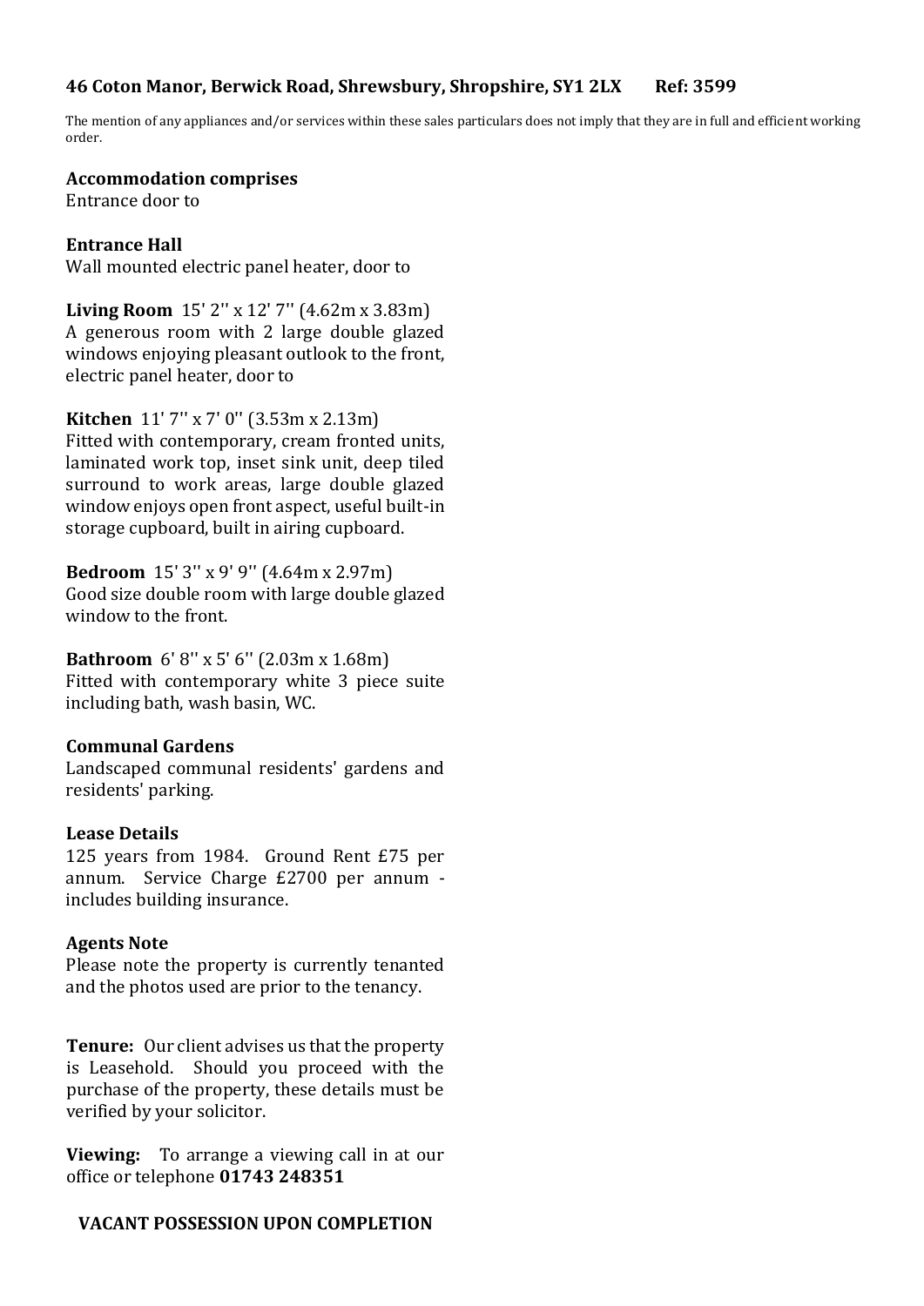**46 Coton Manor, Berwick Road, Shrewsbury, Shropshire, SY1 2LX      Ref: 3599**

The mention of any appliances and/or services within these sales particulars does not imply that they are in full and efficient working order.

**Accommodation comprises**
Entrance door to

**Entrance Hall**
Wall mounted electric panel heater, door to

**Living Room** 15' 2'' x 12' 7'' (4.62m x 3.83m)
A generous room with 2 large double glazed windows enjoying pleasant outlook to the front, electric panel heater, door to

**Kitchen** 11' 7'' x 7' 0'' (3.53m x 2.13m)
Fitted with contemporary, cream fronted units, laminated work top, inset sink unit, deep tiled surround to work areas, large double glazed window enjoys open front aspect, useful built-in storage cupboard, built in airing cupboard.

**Bedroom** 15' 3'' x 9' 9'' (4.64m x 2.97m)
Good size double room with large double glazed window to the front.

**Bathroom** 6' 8'' x 5' 6'' (2.03m x 1.68m)
Fitted with contemporary white 3 piece suite including bath, wash basin, WC.

**Communal Gardens**
Landscaped communal residents' gardens and residents' parking.

**Lease Details**
125 years from 1984. Ground Rent £75 per annum. Service Charge £2700 per annum - includes building insurance.

**Agents Note**
Please note the property is currently tenanted and the photos used are prior to the tenancy.

**Tenure:** Our client advises us that the property is Leasehold. Should you proceed with the purchase of the property, these details must be verified by your solicitor.

**Viewing:** To arrange a viewing call in at our office or telephone **01743 248351**

**VACANT POSSESSION UPON COMPLETION**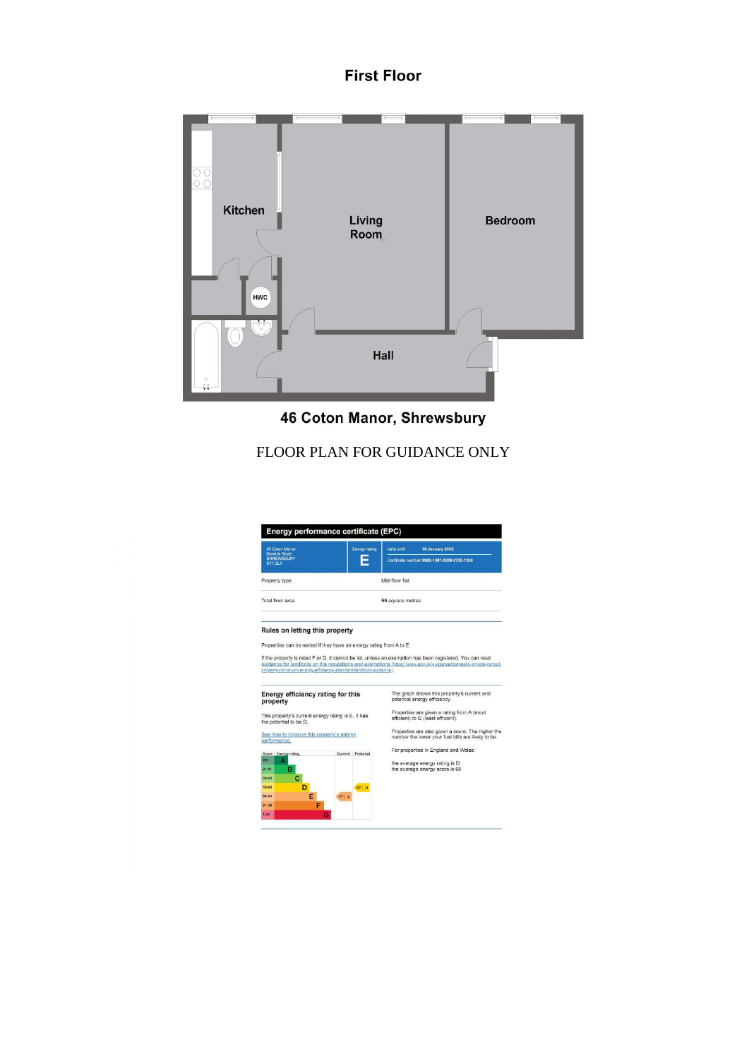## First Floor

Kitchen

Living Room

Bedroom

HWC

Hall

## 46 Coton Manor, Shrewsbury

FLOOR PLAN FOR GUIDANCE ONLY

## Energy performance certificate (EPC)

| | | |
|---|---|---|
| 46 Coton Manor<br>Berwick Road<br>SHREWSBURY<br>SY1 2LX | Energy rating<br>**E** | Valid until **18 January 2022**<br>Certificate number **9982-1007-6209-2722-1200** |

| | |
|---|---|
| Property type | Mid-floor flat |
| Total floor area | 55 square metres |

### Rules on letting this property

Properties can be rented if they have an energy rating from A to E.

If the property is rated F or G, it cannot be let, unless an exemption has been registered. You can read guidance for landlords on the regulations and exemptions (https://www.gov.uk/guidance/domestic-private-rented-property-minimum-energy-efficiency-standard-landlord-guidance).

### Energy efficiency rating for this property

This property's current energy rating is E. It has the potential to be D.

See how to improve this property's energy performance.

| Score | Energy rating | Current | Potential |
|---|---|---|---|
| 92+ | A | | |
| 81-91 | B | | |
| 69-80 | C | | |
| 55-68 | D | | 67 \| D |
| 39-54 | E | 47 \| E | |
| 21-38 | F | | |
| 1-20 | G | | |

The graph shows this property's current and potential energy efficiency.

Properties are given a rating from A (most efficient) to G (least efficient).

Properties are also given a score. The higher the number the lower your fuel bills are likely to be.

For properties in England and Wales:

the average energy rating is D
the average energy score is 60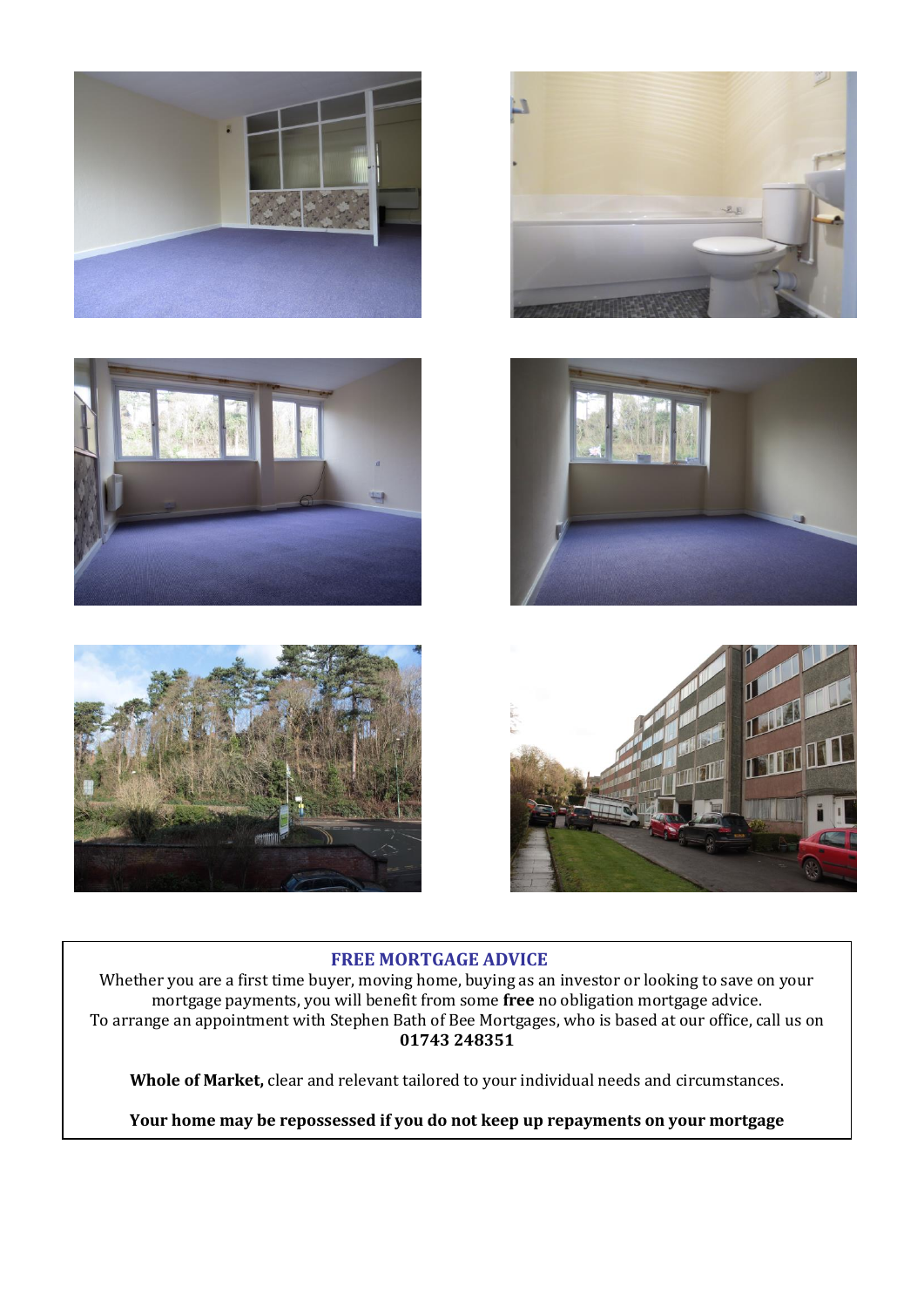## FREE MORTGAGE ADVICE

Whether you are a first time buyer, moving home, buying as an investor or looking to save on your mortgage payments, you will benefit from some **free** no obligation mortgage advice.
To arrange an appointment with Stephen Bath of Bee Mortgages, who is based at our office, call us on **01743 248351**

**Whole of Market,** clear and relevant tailored to your individual needs and circumstances.

**Your home may be repossessed if you do not keep up repayments on your mortgage**